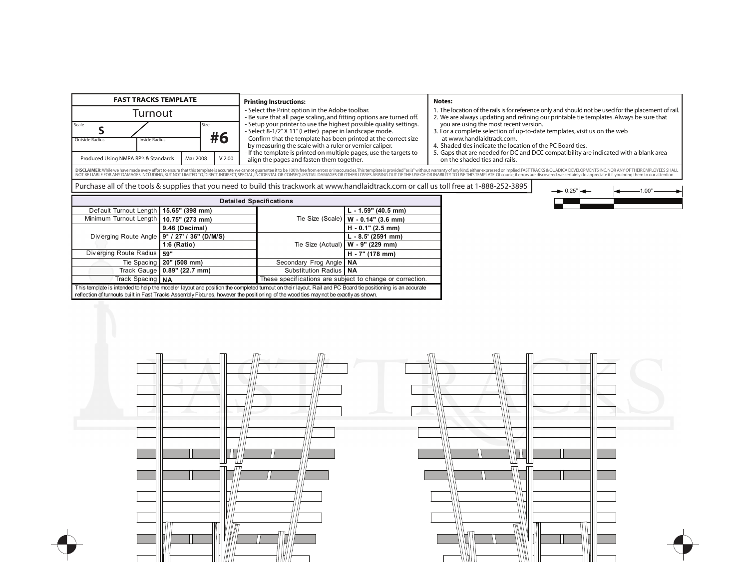| FAST TRACKS TEMPLATE | | | |
|---|---|---|---|
| Turnout | | | |
| Scale: **S** | | Size: **#6** | |
| Outside Radius | Inside Radius | | |
| Produced Using NMRA RP's & Standards | Mar 2008 | V 2.00 | |

**Printing Instructions:**

- Select the Print option in the Adobe toolbar.
- Be sure that all page scaling, and fitting options are turned off.
- Setup your printer to use the highest possible quality settings.
- Select 8-1/2" X 11" (Letter) paper in landscape mode.
- Confirm that the template has been printed at the correct size by measuring the scale with a ruler or vernier caliper.
- If the template is printed on multiple pages, use the targets to align the pages and fasten them together.

**Notes:**

1. The location of the rails is for reference only and should not be used for the placement of rail.
2. We are always updating and refining our printable tie templates. Always be sure that you are using the most recent version.
3. For a complete selection of up-to-date templates, visit us on the web at www.handlaidtrack.com.
4. Shaded ties indicate the location of the PC Board ties.
5. Gaps that are needed for DC and DCC compatibility are indicated with a blank area on the shaded ties and rails.

**DISCLAIMER:** While we have made every effort to ensure that this template is accurate, we cannot guarantee it to be 100% free from errors or inaccuracies. This template is provided "as is" without warranty of any kind, either expressed or implied. FAST TRACKS & QUADICA DEVELOPMENTS INC, NOR ANY OF THEIR EMPLOYEES SHALL NOT BE LIABLE FOR ANY DAMAGES INCLUDING, BUT NOT LIMITED TO, DIRECT, INDIRECT, SPECIAL, INCIDENTAL OR CONSEQUENTIAL DAMAGES OR OTHER LOSSES ARISING OUT OF THE USE OF OR INABILITY TO USE THIS TEMPLATE. Of course, if errors are discovered, we certainly do appreciate it if you bring them to our attention.

Purchase all of the tools & supplies that you need to build this trackwork at www.handlaidtrack.com or call us toll free at 1-888-252-3895

0.25" 1.00"

| Detailed Specifications | | | |
|---|---|---|---|
| Default Turnout Length | 15.65" (398 mm) | Tie Size (Scale) | L - 1.59" (40.5 mm) |
| Minimum Turnout Length | 10.75" (273 mm) | | W - 0.14" (3.6 mm) |
| Diverging Route Angle | 9.46 (Decimal) | | H - 0.1" (2.5 mm) |
| | 9° / 27' / 36" (D/M/S) | Tie Size (Actual) | L - 8.5' (2591 mm) |
| | 1:6 (Ratio) | | W - 9" (229 mm) |
| Diverging Route Radius | 59" | | H - 7" (178 mm) |
| Tie Spacing | 20" (508 mm) | Secondary Frog Angle | NA |
| Track Gauge | 0.89" (22.7 mm) | Substitution Radius | NA |
| Track Spacing | NA | These specifications are subject to change or correction. | |

This template is intended to help the modeler layout and position the completed turnout on their layout. Rail and PC Board tie positioning is an accurate reflection of turnouts built in Fast Tracks Assembly Fixtures, however the positioning of the wood ties may not be exactly as shown.